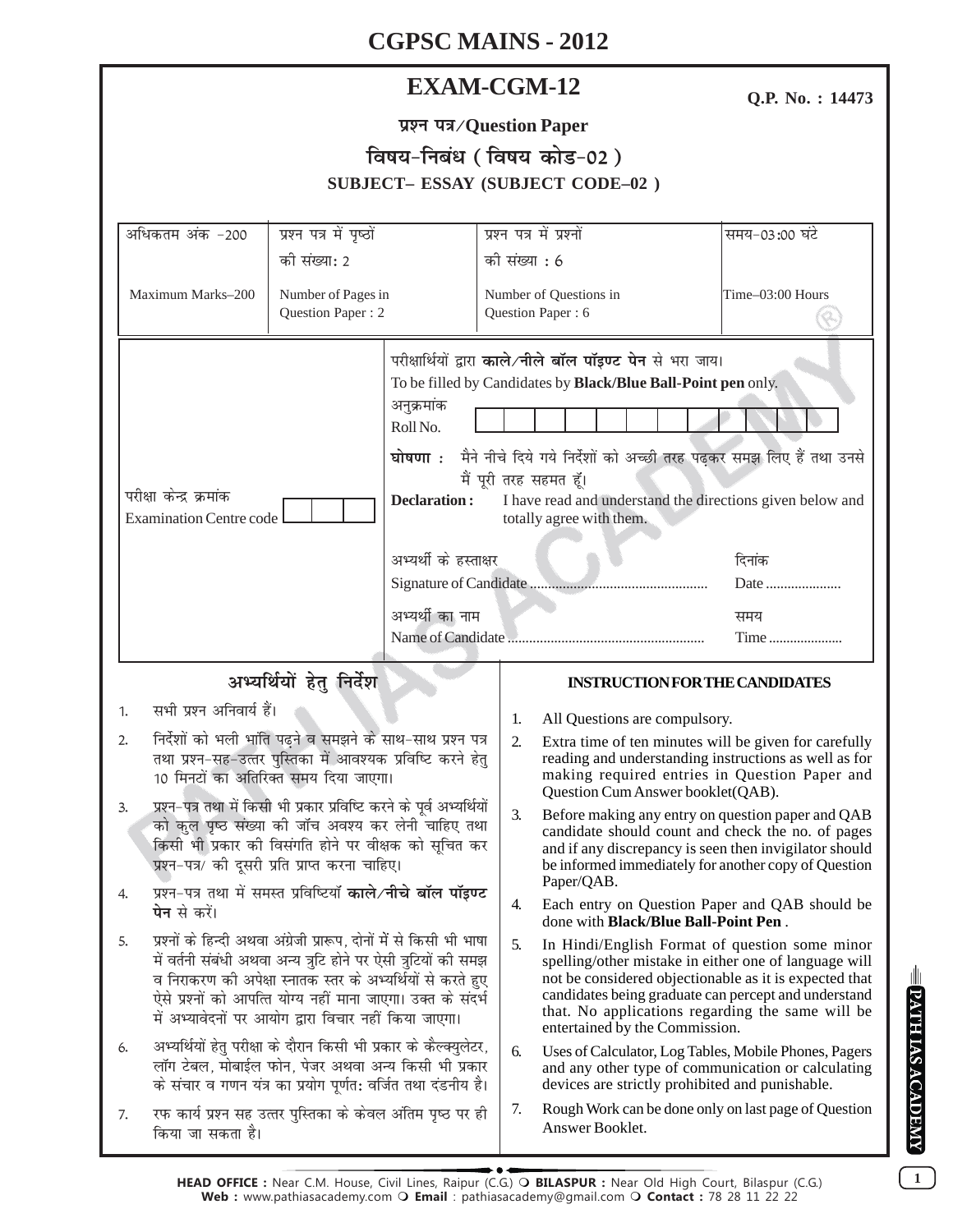# CGPSC MAINS - 2012

## EXAM-CGM-12

**Q.P. No. : 14473**

**प्रश्न पत्र/Question Paper**

**विषय-निबंध ( विषय कोड-02 )**

**SUBJECT– ESSAY (SUBJECT CODE–02 )**

| अधिकतम अंक -200 | प्रश्न पत्र में पृष्ठों की संख्या: 2 | प्रश्न पत्र में प्रश्नों की संख्या : 6 | समय-03:00 घंटे |
|---|---|---|---|
| Maximum Marks–200 | Number of Pages in Question Paper : 2 | Number of Questions in Question Paper : 6 | Time–03:00 Hours |

परीक्षार्थियों द्वारा **काले/नीले बॉल पॉइण्ट पेन** से भरा जाय।
To be filled by Candidates by **Black/Blue Ball-Point pen** only.

अनुक्रमांक
Roll No.

**घोषणा :** मैने नीचे दिये गये निर्देशों को अच्छी तरह पढ़कर समझ लिए हैं तथा उनसे मैं पूरी तरह सहमत हूँ।

**Declaration :** I have read and understand the directions given below and totally agree with them.

परीक्षा केन्द्र क्रमांक
Examination Centre code

अभ्यर्थी के हस्ताक्षर
Signature of Candidate .................................................. दिनांक Date .....................

अभ्यर्थी का नाम
Name of Candidate ...................................................... समय Time .....................

### अभ्यर्थियों हेतु निर्देश

1. सभी प्रश्न अनिवार्य हैं।
2. निर्देशों को भली भांति पढ़ने व समझने के साथ-साथ प्रश्न पत्र तथा प्रश्न-सह-उत्तर पुस्तिका में आवश्यक प्रविष्टि करने हेतु 10 मिनटों का अतिरिक्त समय दिया जाएगा।
3. प्रश्न-पत्र तथा में किसी भी प्रकार प्रविष्टि करने के पूर्व अभ्यर्थियों को कुल पृष्ठ संख्या की जाँच अवश्य कर लेनी चाहिए तथा किसी भी प्रकार की विसंगति होने पर वीक्षक को सूचित कर प्रश्न-पत्र/ की दूसरी प्रति प्राप्त करना चाहिए।
4. प्रश्न-पत्र तथा में समस्त प्रविष्टियाँ **काले/नीचे बॉल पॉइण्ट पेन** से करें।
5. प्रश्नों के हिन्दी अथवा अंग्रेजी प्रारूप, दोनों में से किसी भी भाषा में वर्तनी संबंधी अथवा अन्य त्रुटि होने पर ऐसी त्रुटियों की समझ व निराकरण की अपेक्षा स्नातक स्तर के अभ्यर्थियों से करते हुए ऐसे प्रश्नों को आपत्ति योग्य नहीं माना जाएगा। उक्त के संदर्भ में अभ्यावेदनों पर आयोग द्वारा विचार नहीं किया जाएगा।
6. अभ्यर्थियों हेतु परीक्षा के दौरान किसी भी प्रकार के कैल्क्युलेटर, लॉग टेबल, मोबाईल फोन, पेजर अथवा अन्य किसी भी प्रकार के संचार व गणन यंत्र का प्रयोग पूर्णतः वर्जित तथा दंडनीय है।
7. रफ कार्य प्रश्न सह उत्तर पुस्तिका के केवल अंतिम पृष्ठ पर ही किया जा सकता है।

### INSTRUCTION FOR THE CANDIDATES

1. All Questions are compulsory.
2. Extra time of ten minutes will be given for carefully reading and understanding instructions as well as for making required entries in Question Paper and Question Cum Answer booklet(QAB).
3. Before making any entry on question paper and QAB candidate should count and check the no. of pages and if any discrepancy is seen then invigilator should be informed immediately for another copy of Question Paper/QAB.
4. Each entry on Question Paper and QAB should be done with **Black/Blue Ball-Point Pen** .
5. In Hindi/English Format of question some minor spelling/other mistake in either one of language will not be considered objectionable as it is expected that candidates being graduate can percept and understand that. No applications regarding the same will be entertained by the Commission.
6. Uses of Calculator, Log Tables, Mobile Phones, Pagers and any other type of communication or calculating devices are strictly prohibited and punishable.
7. Rough Work can be done only on last page of Question Answer Booklet.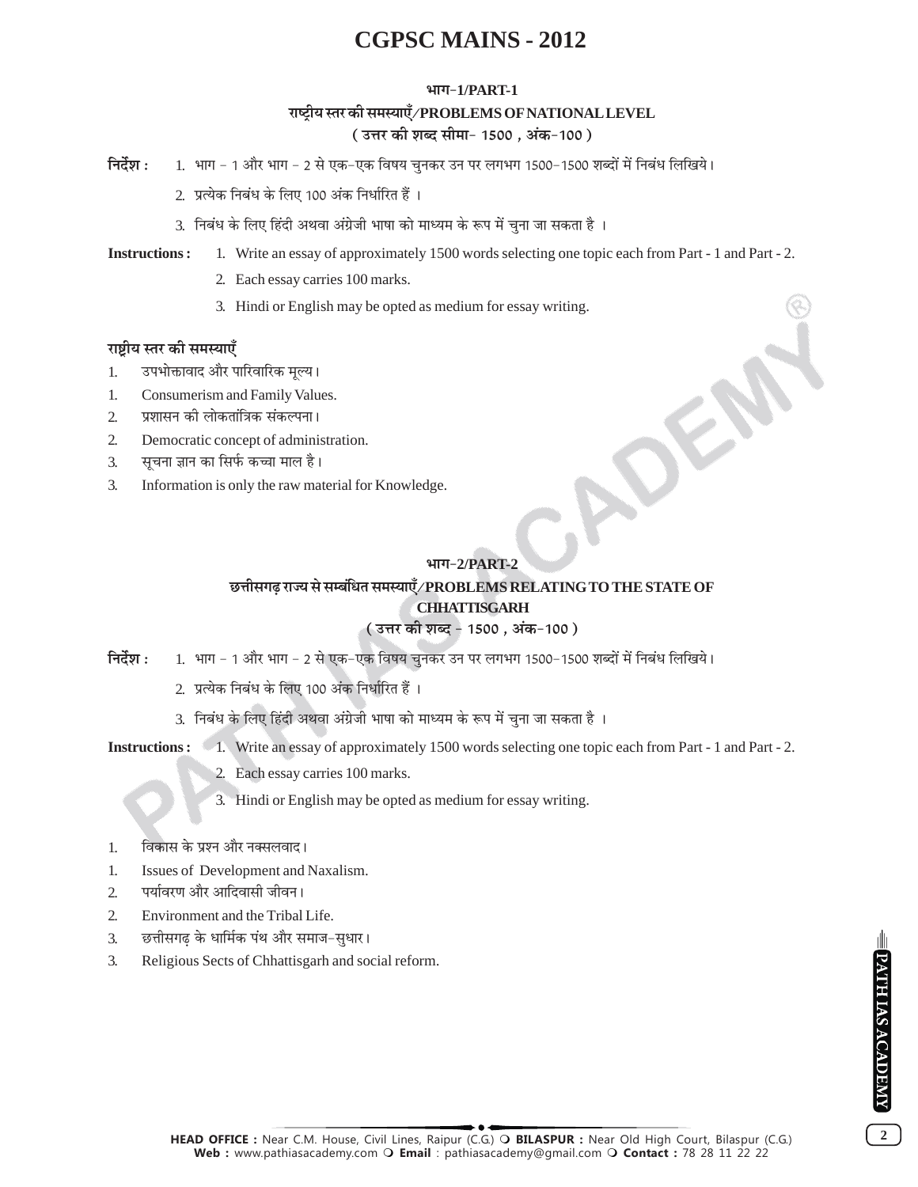# CGPSC MAINS - 2012

## भाग-1/PART-1

### राष्ट्रीय स्तर की समस्याएँ/PROBLEMS OF NATIONAL LEVEL

**( उत्तर की शब्द सीमा- 1500 , अंक-100 )**

**निर्देश :**
1. भाग - 1 और भाग - 2 से एक-एक विषय चुनकर उन पर लगभग 1500-1500 शब्दों में निबंध लिखिये।
2. प्रत्येक निबंध के लिए 100 अंक निर्धारित हैं ।
3. निबंध के लिए हिंदी अथवा अंग्रेजी भाषा को माध्यम के रूप में चुना जा सकता है ।

**Instructions :**
1. Write an essay of approximately 1500 words selecting one topic each from Part - 1 and Part - 2.
2. Each essay carries 100 marks.
3. Hindi or English may be opted as medium for essay writing.

**राष्ट्रीय स्तर की समस्याएँ**

1. उपभोक्तावाद और पारिवारिक मूल्य।
1. Consumerism and Family Values.
2. प्रशासन की लोकतांत्रिक संकल्पना।
2. Democratic concept of administration.
3. सूचना ज्ञान का सिर्फ कच्चा माल है।
3. Information is only the raw material for Knowledge.

## भाग-2/PART-2

### छत्तीसगढ़ राज्य से सम्बंधित समस्याएँ/PROBLEMS RELATING TO THE STATE OF CHHATTISGARH

**( उत्तर की शब्द - 1500 , अंक-100 )**

**निर्देश :**
1. भाग - 1 और भाग - 2 से एक-एक विषय चुनकर उन पर लगभग 1500-1500 शब्दों में निबंध लिखिये।
2. प्रत्येक निबंध के लिए 100 अंक निर्धारित हैं ।
3. निबंध के लिए हिंदी अथवा अंग्रेजी भाषा को माध्यम के रूप में चुना जा सकता है ।

**Instructions :**
1. Write an essay of approximately 1500 words selecting one topic each from Part - 1 and Part - 2.
2. Each essay carries 100 marks.
3. Hindi or English may be opted as medium for essay writing.

1. विकास के प्रश्न और नक्सलवाद।
1. Issues of Development and Naxalism.
2. पर्यावरण और आदिवासी जीवन।
2. Environment and the Tribal Life.
3. छत्तीसगढ़ के धार्मिक पंथ और समाज-सुधार।
3. Religious Sects of Chhattisgarh and social reform.